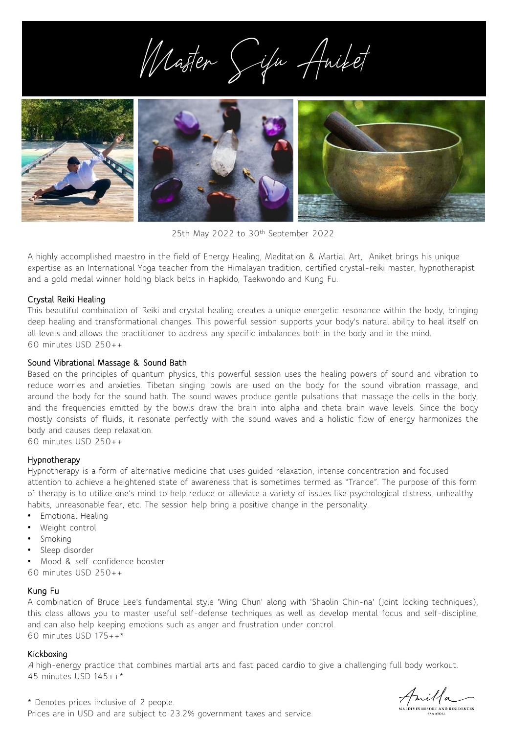# Master Sifu Aniket

25th May 2022 to 30th September 2022

A highly accomplished maestro in the field of Energy Healing, Meditation & Martial Art, Aniket brings his unique expertise as an International Yoga teacher from the Himalayan tradition, certified crystal-reiki master, hypnotherapist and a gold medal winner holding black belts in Hapkido, Taekwondo and Kung Fu.

## Crystal Reiki Healing

This beautiful combination of Reiki and crystal healing creates a unique energetic resonance within the body, bringing deep healing and transformational changes. This powerful session supports your body's natural ability to heal itself on all levels and allows the practitioner to address any specific imbalances both in the body and in the mind.

60 minutes USD 250++

## Sound Vibrational Massage & Sound Bath

Based on the principles of quantum physics, this powerful session uses the healing powers of sound and vibration to reduce worries and anxieties. Tibetan singing bowls are used on the body for the sound vibration massage, and around the body for the sound bath. The sound waves produce gentle pulsations that massage the cells in the body, and the frequencies emitted by the bowls draw the brain into alpha and theta brain wave levels. Since the body mostly consists of fluids, it resonate perfectly with the sound waves and a holistic flow of energy harmonizes the body and causes deep relaxation.

60 minutes USD 250++

## Hypnotherapy

Hypnotherapy is a form of alternative medicine that uses guided relaxation, intense concentration and focused attention to achieve a heightened state of awareness that is sometimes termed as "Trance". The purpose of this form of therapy is to utilize one's mind to help reduce or alleviate a variety of issues like psychological distress, unhealthy habits, unreasonable fear, etc. The session help bring a positive change in the personality.

- Emotional Healing
- Weight control
- Smoking
- Sleep disorder
- Mood & self-confidence booster

60 minutes USD 250++

## Kung Fu

A combination of Bruce Lee's fundamental style 'Wing Chun' along with 'Shaolin Chin-na' (Joint locking techniques), this class allows you to master useful self-defense techniques as well as develop mental focus and self-discipline, and can also help keeping emotions such as anger and frustration under control.

60 minutes USD 175++*

## Kickboxing

A high-energy practice that combines martial arts and fast paced cardio to give a challenging full body workout.

45 minutes USD 145++*

* Denotes prices inclusive of 2 people.

Prices are in USD and are subject to 23.2% government taxes and service.

Amilla Maldives Resort and Residences Baa Atoll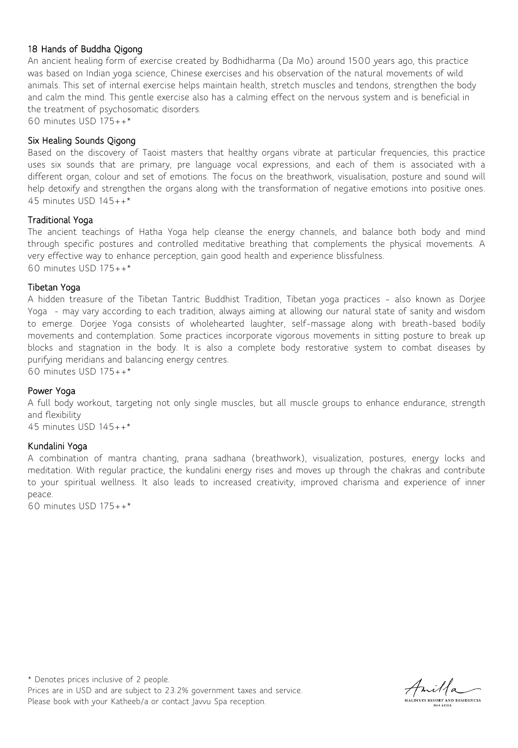### 18 Hands of Buddha Qigong

An ancient healing form of exercise created by Bodhidharma (Da Mo) around 1500 years ago, this practice was based on Indian yoga science, Chinese exercises and his observation of the natural movements of wild animals. This set of internal exercise helps maintain health, stretch muscles and tendons, strengthen the body and calm the mind. This gentle exercise also has a calming effect on the nervous system and is beneficial in the treatment of psychosomatic disorders.

60 minutes USD 175++*

### Six Healing Sounds Qigong

Based on the discovery of Taoist masters that healthy organs vibrate at particular frequencies, this practice uses six sounds that are primary, pre language vocal expressions, and each of them is associated with a different organ, colour and set of emotions. The focus on the breathwork, visualisation, posture and sound will help detoxify and strengthen the organs along with the transformation of negative emotions into positive ones.

45 minutes USD 145++*

### Traditional Yoga

The ancient teachings of Hatha Yoga help cleanse the energy channels, and balance both body and mind through specific postures and controlled meditative breathing that complements the physical movements. A very effective way to enhance perception, gain good health and experience blissfulness.

60 minutes USD 175++*

### Tibetan Yoga

A hidden treasure of the Tibetan Tantric Buddhist Tradition, Tibetan yoga practices – also known as Dorjee Yoga - may vary according to each tradition, always aiming at allowing our natural state of sanity and wisdom to emerge. Dorjee Yoga consists of wholehearted laughter, self-massage along with breath-based bodily movements and contemplation. Some practices incorporate vigorous movements in sitting posture to break up blocks and stagnation in the body. It is also a complete body restorative system to combat diseases by purifying meridians and balancing energy centres.

60 minutes USD 175++*

### Power Yoga

A full body workout, targeting not only single muscles, but all muscle groups to enhance endurance, strength and flexibility

45 minutes USD 145++*

### Kundalini Yoga

A combination of mantra chanting, prana sadhana (breathwork), visualization, postures, energy locks and meditation. With regular practice, the kundalini energy rises and moves up through the chakras and contribute to your spiritual wellness. It also leads to increased creativity, improved charisma and experience of inner peace.

60 minutes USD 175++*

* Denotes prices inclusive of 2 people.
Prices are in USD and are subject to 23.2% government taxes and service.
Please book with your Katheeb/a or contact Javvu Spa reception.

Amilla
MALDIVES RESORT AND RESIDENCES
BAA ATOLL